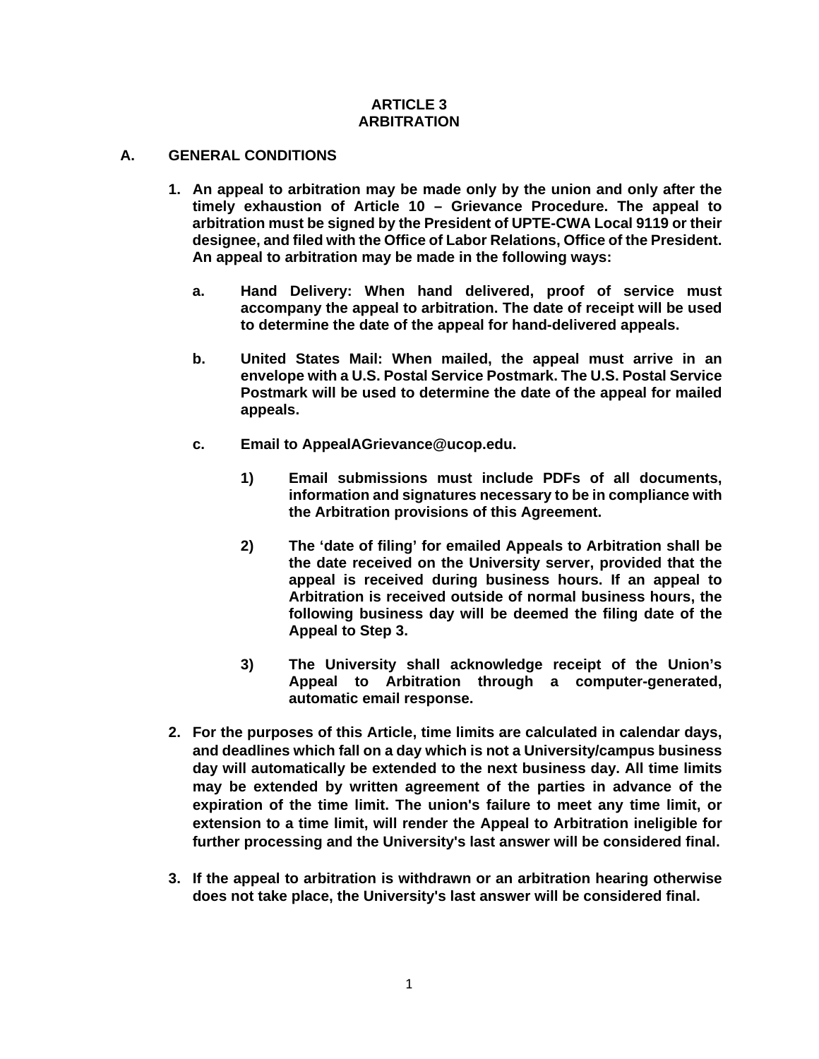# ARTICLE 3
# ARBITRATION

## A. GENERAL CONDITIONS

1. **An appeal to arbitration may be made only by the union and only after the timely exhaustion of Article 10 – Grievance Procedure. The appeal to arbitration must be signed by the President of UPTE-CWA Local 9119 or their designee, and filed with the Office of Labor Relations, Office of the President. An appeal to arbitration may be made in the following ways:**

   a. **Hand Delivery: When hand delivered, proof of service must accompany the appeal to arbitration. The date of receipt will be used to determine the date of the appeal for hand-delivered appeals.**

   b. **United States Mail: When mailed, the appeal must arrive in an envelope with a U.S. Postal Service Postmark. The U.S. Postal Service Postmark will be used to determine the date of the appeal for mailed appeals.**

   c. **Email to AppealAGrievance@ucop.edu.**

      1) **Email submissions must include PDFs of all documents, information and signatures necessary to be in compliance with the Arbitration provisions of this Agreement.**

      2) **The 'date of filing' for emailed Appeals to Arbitration shall be the date received on the University server, provided that the appeal is received during business hours. If an appeal to Arbitration is received outside of normal business hours, the following business day will be deemed the filing date of the Appeal to Step 3.**

      3) **The University shall acknowledge receipt of the Union's Appeal to Arbitration through a computer-generated, automatic email response.**

2. **For the purposes of this Article, time limits are calculated in calendar days, and deadlines which fall on a day which is not a University/campus business day will automatically be extended to the next business day. All time limits may be extended by written agreement of the parties in advance of the expiration of the time limit. The union's failure to meet any time limit, or extension to a time limit, will render the Appeal to Arbitration ineligible for further processing and the University's last answer will be considered final.**

3. **If the appeal to arbitration is withdrawn or an arbitration hearing otherwise does not take place, the University's last answer will be considered final.**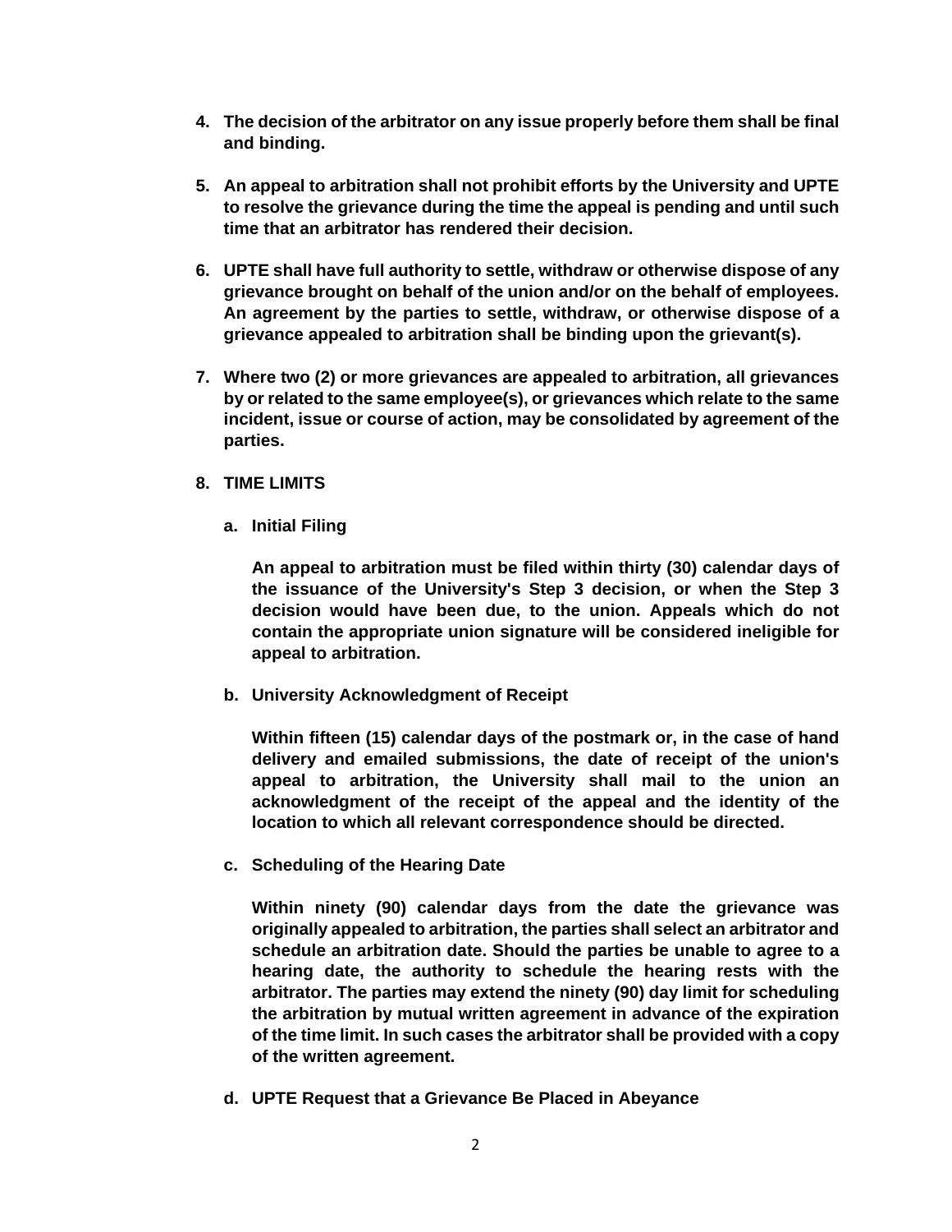4. **The decision of the arbitrator on any issue properly before them shall be final and binding.**

5. **An appeal to arbitration shall not prohibit efforts by the University and UPTE to resolve the grievance during the time the appeal is pending and until such time that an arbitrator has rendered their decision.**

6. **UPTE shall have full authority to settle, withdraw or otherwise dispose of any grievance brought on behalf of the union and/or on the behalf of employees. An agreement by the parties to settle, withdraw, or otherwise dispose of a grievance appealed to arbitration shall be binding upon the grievant(s).**

7. **Where two (2) or more grievances are appealed to arbitration, all grievances by or related to the same employee(s), or grievances which relate to the same incident, issue or course of action, may be consolidated by agreement of the parties.**

8. **TIME LIMITS**

   a. **Initial Filing**

      **An appeal to arbitration must be filed within thirty (30) calendar days of the issuance of the University's Step 3 decision, or when the Step 3 decision would have been due, to the union. Appeals which do not contain the appropriate union signature will be considered ineligible for appeal to arbitration.**

   b. **University Acknowledgment of Receipt**

      **Within fifteen (15) calendar days of the postmark or, in the case of hand delivery and emailed submissions, the date of receipt of the union's appeal to arbitration, the University shall mail to the union an acknowledgment of the receipt of the appeal and the identity of the location to which all relevant correspondence should be directed.**

   c. **Scheduling of the Hearing Date**

      **Within ninety (90) calendar days from the date the grievance was originally appealed to arbitration, the parties shall select an arbitrator and schedule an arbitration date. Should the parties be unable to agree to a hearing date, the authority to schedule the hearing rests with the arbitrator. The parties may extend the ninety (90) day limit for scheduling the arbitration by mutual written agreement in advance of the expiration of the time limit. In such cases the arbitrator shall be provided with a copy of the written agreement.**

   d. **UPTE Request that a Grievance Be Placed in Abeyance**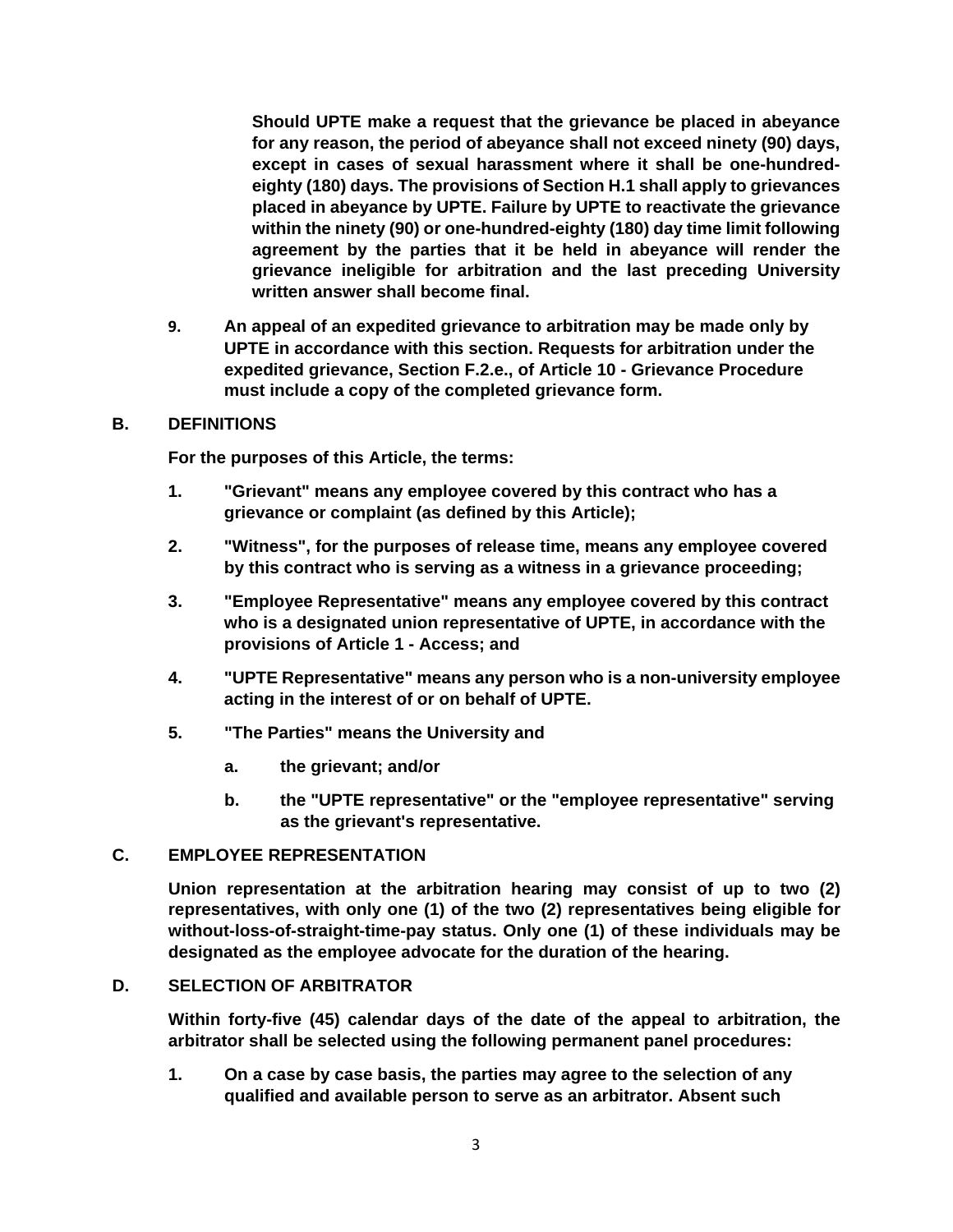**Should UPTE make a request that the grievance be placed in abeyance for any reason, the period of abeyance shall not exceed ninety (90) days, except in cases of sexual harassment where it shall be one-hundred-eighty (180) days. The provisions of Section H.1 shall apply to grievances placed in abeyance by UPTE. Failure by UPTE to reactivate the grievance within the ninety (90) or one-hundred-eighty (180) day time limit following agreement by the parties that it be held in abeyance will render the grievance ineligible for arbitration and the last preceding University written answer shall become final.**

9. **An appeal of an expedited grievance to arbitration may be made only by UPTE in accordance with this section. Requests for arbitration under the expedited grievance, Section F.2.e., of Article 10 - Grievance Procedure must include a copy of the completed grievance form.**

## B. DEFINITIONS

**For the purposes of this Article, the terms:**

1. **"Grievant" means any employee covered by this contract who has a grievance or complaint (as defined by this Article);**
2. **"Witness", for the purposes of release time, means any employee covered by this contract who is serving as a witness in a grievance proceeding;**
3. **"Employee Representative" means any employee covered by this contract who is a designated union representative of UPTE, in accordance with the provisions of Article 1 - Access; and**
4. **"UPTE Representative" means any person who is a non-university employee acting in the interest of or on behalf of UPTE.**
5. **"The Parties" means the University and**
    a. **the grievant; and/or**
    b. **the "UPTE representative" or the "employee representative" serving as the grievant's representative.**

## C. EMPLOYEE REPRESENTATION

**Union representation at the arbitration hearing may consist of up to two (2) representatives, with only one (1) of the two (2) representatives being eligible for without-loss-of-straight-time-pay status. Only one (1) of these individuals may be designated as the employee advocate for the duration of the hearing.**

## D. SELECTION OF ARBITRATOR

**Within forty-five (45) calendar days of the date of the appeal to arbitration, the arbitrator shall be selected using the following permanent panel procedures:**

1. **On a case by case basis, the parties may agree to the selection of any qualified and available person to serve as an arbitrator. Absent such**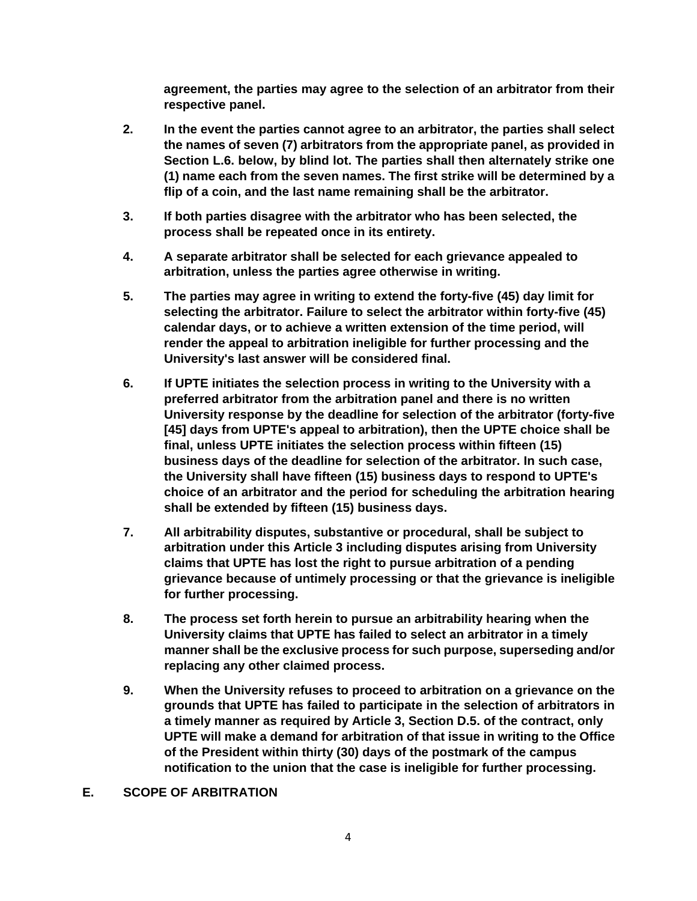**agreement, the parties may agree to the selection of an arbitrator from their respective panel.**

2. **In the event the parties cannot agree to an arbitrator, the parties shall select the names of seven (7) arbitrators from the appropriate panel, as provided in Section L.6. below, by blind lot. The parties shall then alternately strike one (1) name each from the seven names. The first strike will be determined by a flip of a coin, and the last name remaining shall be the arbitrator.**

3. **If both parties disagree with the arbitrator who has been selected, the process shall be repeated once in its entirety.**

4. **A separate arbitrator shall be selected for each grievance appealed to arbitration, unless the parties agree otherwise in writing.**

5. **The parties may agree in writing to extend the forty-five (45) day limit for selecting the arbitrator. Failure to select the arbitrator within forty-five (45) calendar days, or to achieve a written extension of the time period, will render the appeal to arbitration ineligible for further processing and the University's last answer will be considered final.**

6. **If UPTE initiates the selection process in writing to the University with a preferred arbitrator from the arbitration panel and there is no written University response by the deadline for selection of the arbitrator (forty-five [45] days from UPTE's appeal to arbitration), then the UPTE choice shall be final, unless UPTE initiates the selection process within fifteen (15) business days of the deadline for selection of the arbitrator. In such case, the University shall have fifteen (15) business days to respond to UPTE's choice of an arbitrator and the period for scheduling the arbitration hearing shall be extended by fifteen (15) business days.**

7. **All arbitrability disputes, substantive or procedural, shall be subject to arbitration under this Article 3 including disputes arising from University claims that UPTE has lost the right to pursue arbitration of a pending grievance because of untimely processing or that the grievance is ineligible for further processing.**

8. **The process set forth herein to pursue an arbitrability hearing when the University claims that UPTE has failed to select an arbitrator in a timely manner shall be the exclusive process for such purpose, superseding and/or replacing any other claimed process.**

9. **When the University refuses to proceed to arbitration on a grievance on the grounds that UPTE has failed to participate in the selection of arbitrators in a timely manner as required by Article 3, Section D.5. of the contract, only UPTE will make a demand for arbitration of that issue in writing to the Office of the President within thirty (30) days of the postmark of the campus notification to the union that the case is ineligible for further processing.**

**E. SCOPE OF ARBITRATION**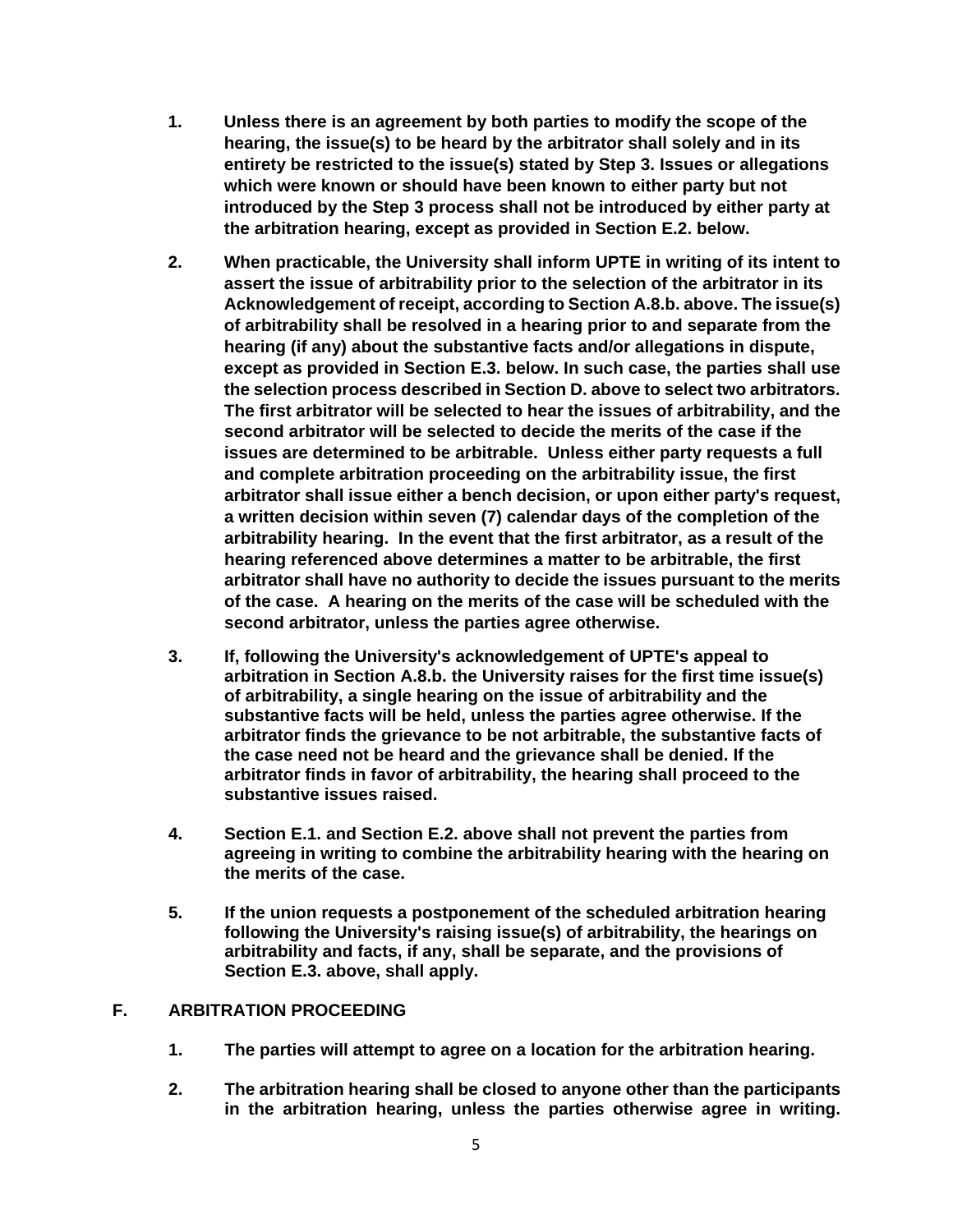**1. Unless there is an agreement by both parties to modify the scope of the hearing, the issue(s) to be heard by the arbitrator shall solely and in its entirety be restricted to the issue(s) stated by Step 3. Issues or allegations which were known or should have been known to either party but not introduced by the Step 3 process shall not be introduced by either party at the arbitration hearing, except as provided in Section E.2. below.**

**2. When practicable, the University shall inform UPTE in writing of its intent to assert the issue of arbitrability prior to the selection of the arbitrator in its Acknowledgement of receipt, according to Section A.8.b. above. The issue(s) of arbitrability shall be resolved in a hearing prior to and separate from the hearing (if any) about the substantive facts and/or allegations in dispute, except as provided in Section E.3. below. In such case, the parties shall use the selection process described in Section D. above to select two arbitrators. The first arbitrator will be selected to hear the issues of arbitrability, and the second arbitrator will be selected to decide the merits of the case if the issues are determined to be arbitrable. Unless either party requests a full and complete arbitration proceeding on the arbitrability issue, the first arbitrator shall issue either a bench decision, or upon either party's request, a written decision within seven (7) calendar days of the completion of the arbitrability hearing. In the event that the first arbitrator, as a result of the hearing referenced above determines a matter to be arbitrable, the first arbitrator shall have no authority to decide the issues pursuant to the merits of the case. A hearing on the merits of the case will be scheduled with the second arbitrator, unless the parties agree otherwise.**

**3. If, following the University's acknowledgement of UPTE's appeal to arbitration in Section A.8.b. the University raises for the first time issue(s) of arbitrability, a single hearing on the issue of arbitrability and the substantive facts will be held, unless the parties agree otherwise. If the arbitrator finds the grievance to be not arbitrable, the substantive facts of the case need not be heard and the grievance shall be denied. If the arbitrator finds in favor of arbitrability, the hearing shall proceed to the substantive issues raised.**

**4. Section E.1. and Section E.2. above shall not prevent the parties from agreeing in writing to combine the arbitrability hearing with the hearing on the merits of the case.**

**5. If the union requests a postponement of the scheduled arbitration hearing following the University's raising issue(s) of arbitrability, the hearings on arbitrability and facts, if any, shall be separate, and the provisions of Section E.3. above, shall apply.**

## F. ARBITRATION PROCEEDING

**1. The parties will attempt to agree on a location for the arbitration hearing.**

**2. The arbitration hearing shall be closed to anyone other than the participants in the arbitration hearing, unless the parties otherwise agree in writing.**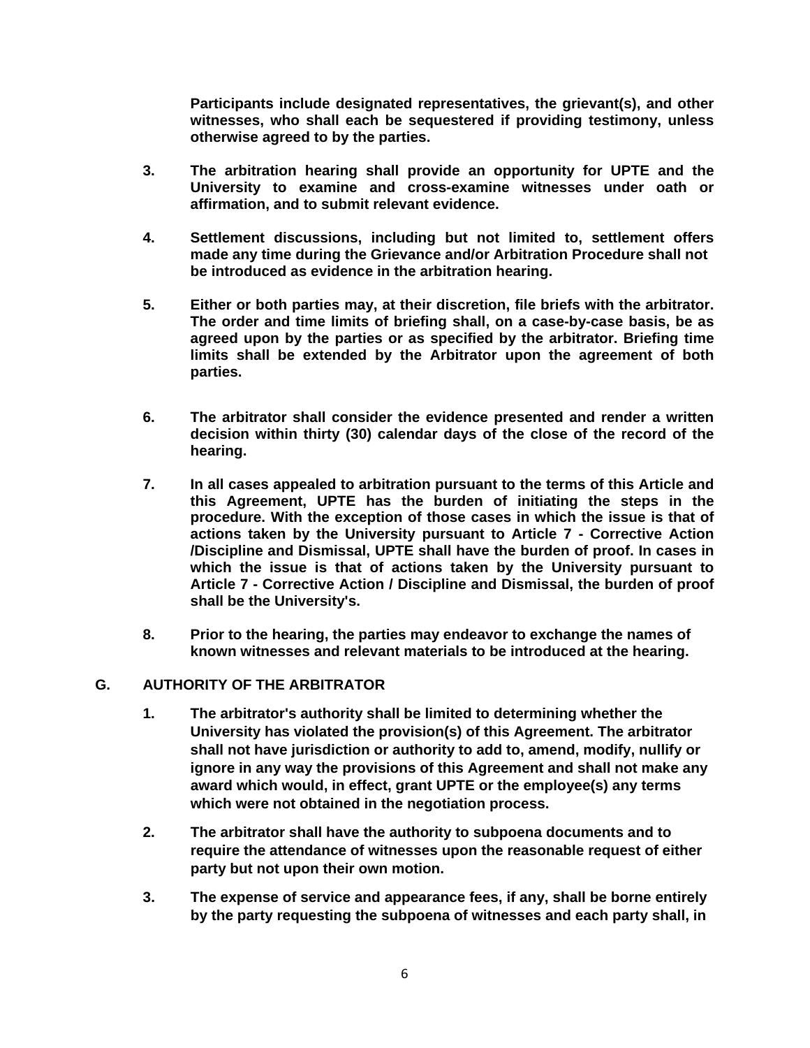**Participants include designated representatives, the grievant(s), and other witnesses, who shall each be sequestered if providing testimony, unless otherwise agreed to by the parties.**

3. **The arbitration hearing shall provide an opportunity for UPTE and the University to examine and cross-examine witnesses under oath or affirmation, and to submit relevant evidence.**

4. **Settlement discussions, including but not limited to, settlement offers made any time during the Grievance and/or Arbitration Procedure shall not be introduced as evidence in the arbitration hearing.**

5. **Either or both parties may, at their discretion, file briefs with the arbitrator. The order and time limits of briefing shall, on a case-by-case basis, be as agreed upon by the parties or as specified by the arbitrator. Briefing time limits shall be extended by the Arbitrator upon the agreement of both parties.**

6. **The arbitrator shall consider the evidence presented and render a written decision within thirty (30) calendar days of the close of the record of the hearing.**

7. **In all cases appealed to arbitration pursuant to the terms of this Article and this Agreement, UPTE has the burden of initiating the steps in the procedure. With the exception of those cases in which the issue is that of actions taken by the University pursuant to Article 7 - Corrective Action /Discipline and Dismissal, UPTE shall have the burden of proof. In cases in which the issue is that of actions taken by the University pursuant to Article 7 - Corrective Action / Discipline and Dismissal, the burden of proof shall be the University's.**

8. **Prior to the hearing, the parties may endeavor to exchange the names of known witnesses and relevant materials to be introduced at the hearing.**

## G. AUTHORITY OF THE ARBITRATOR

1. **The arbitrator's authority shall be limited to determining whether the University has violated the provision(s) of this Agreement. The arbitrator shall not have jurisdiction or authority to add to, amend, modify, nullify or ignore in any way the provisions of this Agreement and shall not make any award which would, in effect, grant UPTE or the employee(s) any terms which were not obtained in the negotiation process.**

2. **The arbitrator shall have the authority to subpoena documents and to require the attendance of witnesses upon the reasonable request of either party but not upon their own motion.**

3. **The expense of service and appearance fees, if any, shall be borne entirely by the party requesting the subpoena of witnesses and each party shall, in**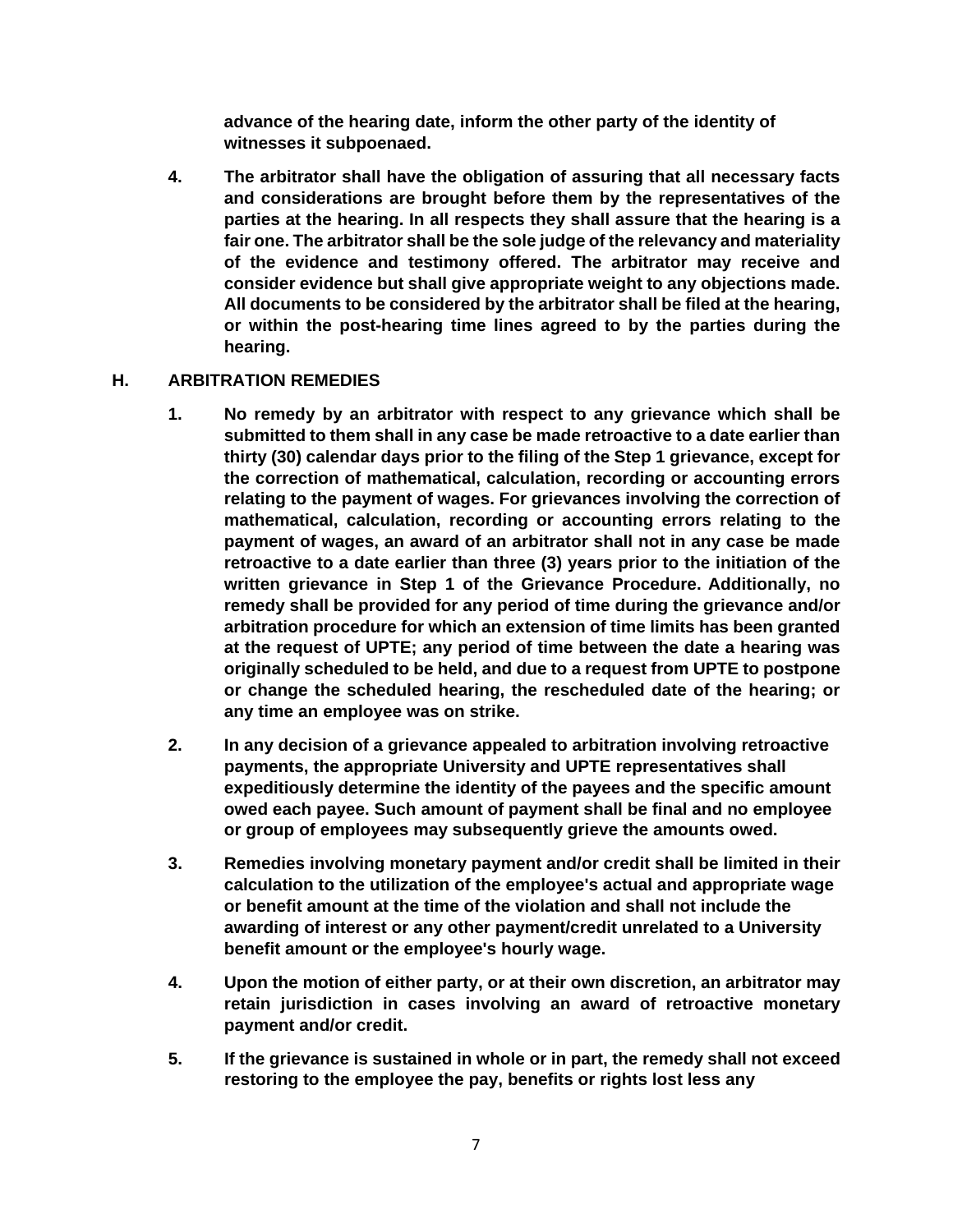**advance of the hearing date, inform the other party of the identity of witnesses it subpoenaed.**

4. **The arbitrator shall have the obligation of assuring that all necessary facts and considerations are brought before them by the representatives of the parties at the hearing. In all respects they shall assure that the hearing is a fair one. The arbitrator shall be the sole judge of the relevancy and materiality of the evidence and testimony offered. The arbitrator may receive and consider evidence but shall give appropriate weight to any objections made. All documents to be considered by the arbitrator shall be filed at the hearing, or within the post-hearing time lines agreed to by the parties during the hearing.**

## H. ARBITRATION REMEDIES

1. **No remedy by an arbitrator with respect to any grievance which shall be submitted to them shall in any case be made retroactive to a date earlier than thirty (30) calendar days prior to the filing of the Step 1 grievance, except for the correction of mathematical, calculation, recording or accounting errors relating to the payment of wages. For grievances involving the correction of mathematical, calculation, recording or accounting errors relating to the payment of wages, an award of an arbitrator shall not in any case be made retroactive to a date earlier than three (3) years prior to the initiation of the written grievance in Step 1 of the Grievance Procedure. Additionally, no remedy shall be provided for any period of time during the grievance and/or arbitration procedure for which an extension of time limits has been granted at the request of UPTE; any period of time between the date a hearing was originally scheduled to be held, and due to a request from UPTE to postpone or change the scheduled hearing, the rescheduled date of the hearing; or any time an employee was on strike.**

2. **In any decision of a grievance appealed to arbitration involving retroactive payments, the appropriate University and UPTE representatives shall expeditiously determine the identity of the payees and the specific amount owed each payee. Such amount of payment shall be final and no employee or group of employees may subsequently grieve the amounts owed.**

3. **Remedies involving monetary payment and/or credit shall be limited in their calculation to the utilization of the employee's actual and appropriate wage or benefit amount at the time of the violation and shall not include the awarding of interest or any other payment/credit unrelated to a University benefit amount or the employee's hourly wage.**

4. **Upon the motion of either party, or at their own discretion, an arbitrator may retain jurisdiction in cases involving an award of retroactive monetary payment and/or credit.**

5. **If the grievance is sustained in whole or in part, the remedy shall not exceed restoring to the employee the pay, benefits or rights lost less any**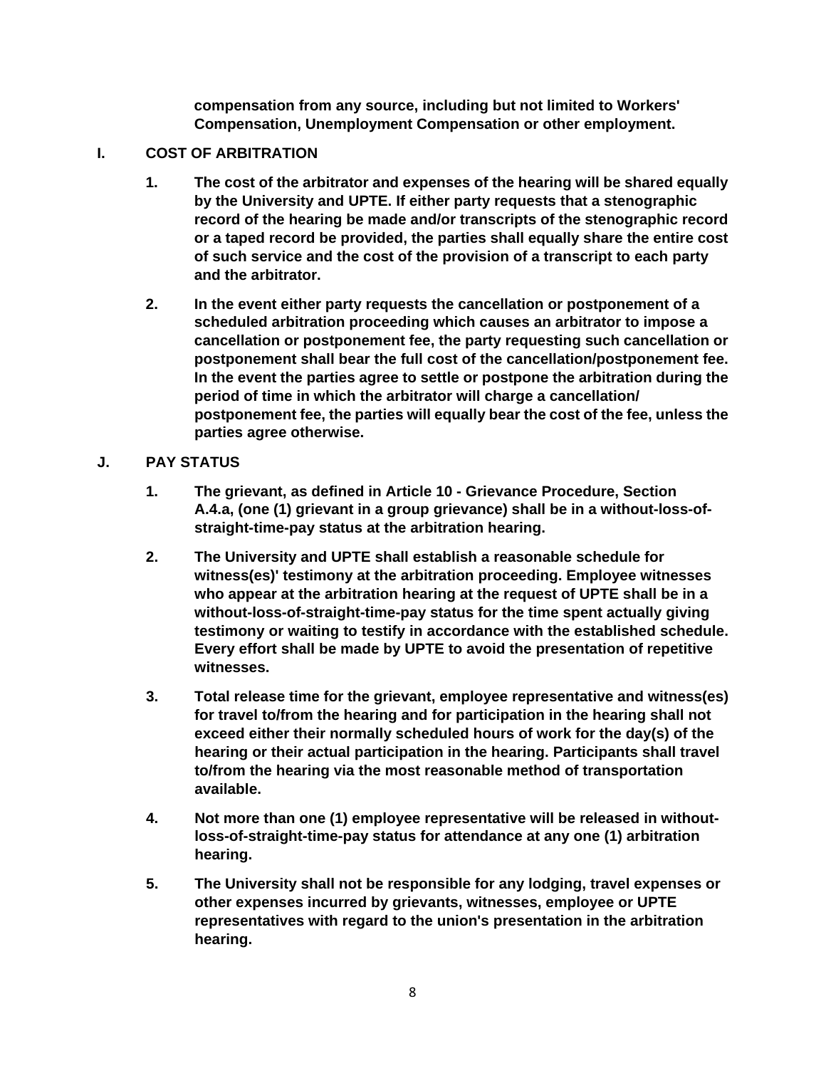**compensation from any source, including but not limited to Workers' Compensation, Unemployment Compensation or other employment.**

## I. COST OF ARBITRATION

1. **The cost of the arbitrator and expenses of the hearing will be shared equally by the University and UPTE. If either party requests that a stenographic record of the hearing be made and/or transcripts of the stenographic record or a taped record be provided, the parties shall equally share the entire cost of such service and the cost of the provision of a transcript to each party and the arbitrator.**

2. **In the event either party requests the cancellation or postponement of a scheduled arbitration proceeding which causes an arbitrator to impose a cancellation or postponement fee, the party requesting such cancellation or postponement shall bear the full cost of the cancellation/postponement fee. In the event the parties agree to settle or postpone the arbitration during the period of time in which the arbitrator will charge a cancellation/ postponement fee, the parties will equally bear the cost of the fee, unless the parties agree otherwise.**

## J. PAY STATUS

1. **The grievant, as defined in Article 10 - Grievance Procedure, Section A.4.a, (one (1) grievant in a group grievance) shall be in a without-loss-of-straight-time-pay status at the arbitration hearing.**

2. **The University and UPTE shall establish a reasonable schedule for witness(es)' testimony at the arbitration proceeding. Employee witnesses who appear at the arbitration hearing at the request of UPTE shall be in a without-loss-of-straight-time-pay status for the time spent actually giving testimony or waiting to testify in accordance with the established schedule. Every effort shall be made by UPTE to avoid the presentation of repetitive witnesses.**

3. **Total release time for the grievant, employee representative and witness(es) for travel to/from the hearing and for participation in the hearing shall not exceed either their normally scheduled hours of work for the day(s) of the hearing or their actual participation in the hearing. Participants shall travel to/from the hearing via the most reasonable method of transportation available.**

4. **Not more than one (1) employee representative will be released in without-loss-of-straight-time-pay status for attendance at any one (1) arbitration hearing.**

5. **The University shall not be responsible for any lodging, travel expenses or other expenses incurred by grievants, witnesses, employee or UPTE representatives with regard to the union's presentation in the arbitration hearing.**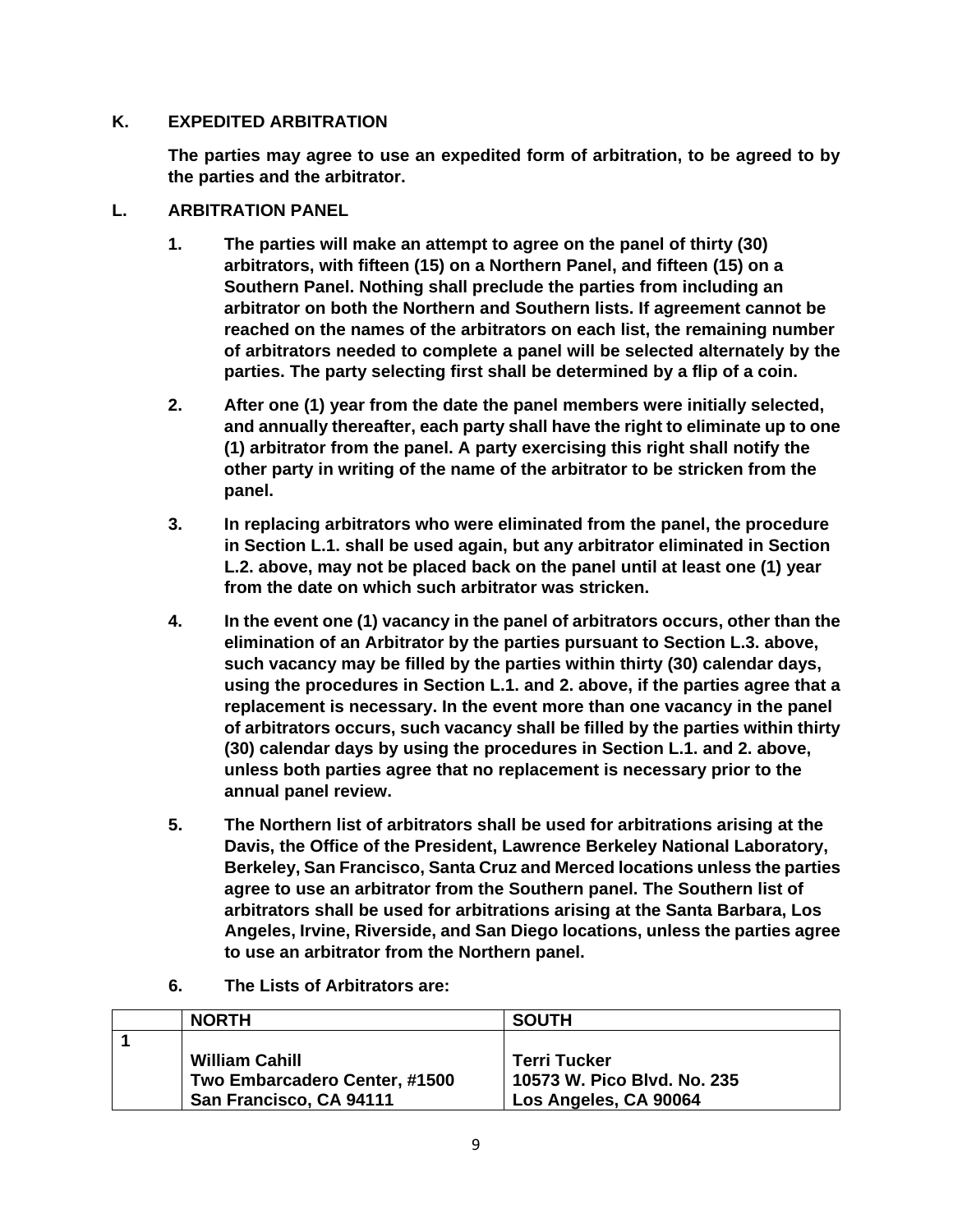## K. EXPEDITED ARBITRATION

**The parties may agree to use an expedited form of arbitration, to be agreed to by the parties and the arbitrator.**

## L. ARBITRATION PANEL

1. **The parties will make an attempt to agree on the panel of thirty (30) arbitrators, with fifteen (15) on a Northern Panel, and fifteen (15) on a Southern Panel. Nothing shall preclude the parties from including an arbitrator on both the Northern and Southern lists. If agreement cannot be reached on the names of the arbitrators on each list, the remaining number of arbitrators needed to complete a panel will be selected alternately by the parties. The party selecting first shall be determined by a flip of a coin.**

2. **After one (1) year from the date the panel members were initially selected, and annually thereafter, each party shall have the right to eliminate up to one (1) arbitrator from the panel. A party exercising this right shall notify the other party in writing of the name of the arbitrator to be stricken from the panel.**

3. **In replacing arbitrators who were eliminated from the panel, the procedure in Section L.1. shall be used again, but any arbitrator eliminated in Section L.2. above, may not be placed back on the panel until at least one (1) year from the date on which such arbitrator was stricken.**

4. **In the event one (1) vacancy in the panel of arbitrators occurs, other than the elimination of an Arbitrator by the parties pursuant to Section L.3. above, such vacancy may be filled by the parties within thirty (30) calendar days, using the procedures in Section L.1. and 2. above, if the parties agree that a replacement is necessary. In the event more than one vacancy in the panel of arbitrators occurs, such vacancy shall be filled by the parties within thirty (30) calendar days by using the procedures in Section L.1. and 2. above, unless both parties agree that no replacement is necessary prior to the annual panel review.**

5. **The Northern list of arbitrators shall be used for arbitrations arising at the Davis, the Office of the President, Lawrence Berkeley National Laboratory, Berkeley, San Francisco, Santa Cruz and Merced locations unless the parties agree to use an arbitrator from the Southern panel. The Southern list of arbitrators shall be used for arbitrations arising at the Santa Barbara, Los Angeles, Irvine, Riverside, and San Diego locations, unless the parties agree to use an arbitrator from the Northern panel.**

6. **The Lists of Arbitrators are:**

| | NORTH | SOUTH |
|---|---|---|
| **1** | **William Cahill**<br>**Two Embarcadero Center, #1500**<br>**San Francisco, CA 94111** | **Terri Tucker**<br>**10573 W. Pico Blvd. No. 235**<br>**Los Angeles, CA 90064** |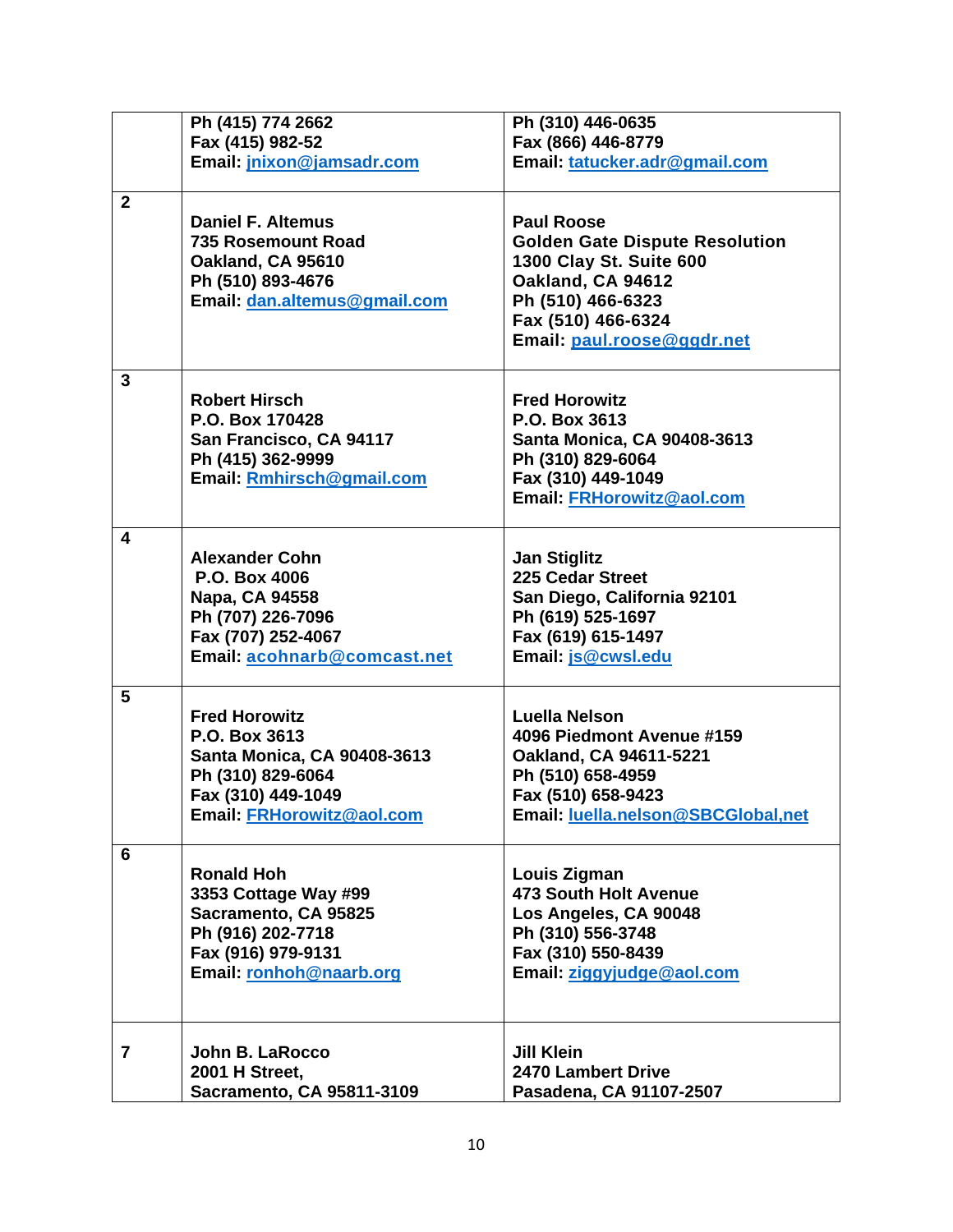| | | |
|---|---|---|
| | **Ph (415) 774 2662**<br>**Fax (415) 982-52**<br>**Email: jnixon@jamsadr.com** | **Ph (310) 446-0635**<br>**Fax (866) 446-8779**<br>**Email: tatucker.adr@gmail.com** |
| **2** | **Daniel F. Altemus**<br>**735 Rosemount Road**<br>**Oakland, CA 95610**<br>**Ph (510) 893-4676**<br>**Email: dan.altemus@gmail.com** | **Paul Roose**<br>**Golden Gate Dispute Resolution**<br>**1300 Clay St. Suite 600**<br>**Oakland, CA 94612**<br>**Ph (510) 466-6323**<br>**Fax (510) 466-6324**<br>**Email: paul.roose@ggdr.net** |
| **3** | **Robert Hirsch**<br>**P.O. Box 170428**<br>**San Francisco, CA 94117**<br>**Ph (415) 362-9999**<br>**Email: Rmhirsch@gmail.com** | **Fred Horowitz**<br>**P.O. Box 3613**<br>**Santa Monica, CA 90408-3613**<br>**Ph (310) 829-6064**<br>**Fax (310) 449-1049**<br>**Email: FRHorowitz@aol.com** |
| **4** | **Alexander Cohn**<br>**P.O. Box 4006**<br>**Napa, CA 94558**<br>**Ph (707) 226-7096**<br>**Fax (707) 252-4067**<br>**Email: acohnarb@comcast.net** | **Jan Stiglitz**<br>**225 Cedar Street**<br>**San Diego, California 92101**<br>**Ph (619) 525-1697**<br>**Fax (619) 615-1497**<br>**Email: js@cwsl.edu** |
| **5** | **Fred Horowitz**<br>**P.O. Box 3613**<br>**Santa Monica, CA 90408-3613**<br>**Ph (310) 829-6064**<br>**Fax (310) 449-1049**<br>**Email: FRHorowitz@aol.com** | **Luella Nelson**<br>**4096 Piedmont Avenue #159**<br>**Oakland, CA 94611-5221**<br>**Ph (510) 658-4959**<br>**Fax (510) 658-9423**<br>**Email: luella.nelson@SBCGlobal,net** |
| **6** | **Ronald Hoh**<br>**3353 Cottage Way #99**<br>**Sacramento, CA 95825**<br>**Ph (916) 202-7718**<br>**Fax (916) 979-9131**<br>**Email: ronhoh@naarb.org** | **Louis Zigman**<br>**473 South Holt Avenue**<br>**Los Angeles, CA 90048**<br>**Ph (310) 556-3748**<br>**Fax (310) 550-8439**<br>**Email: ziggyjudge@aol.com** |
| **7** | **John B. LaRocco**<br>**2001 H Street,**<br>**Sacramento, CA 95811-3109** | **Jill Klein**<br>**2470 Lambert Drive**<br>**Pasadena, CA 91107-2507** |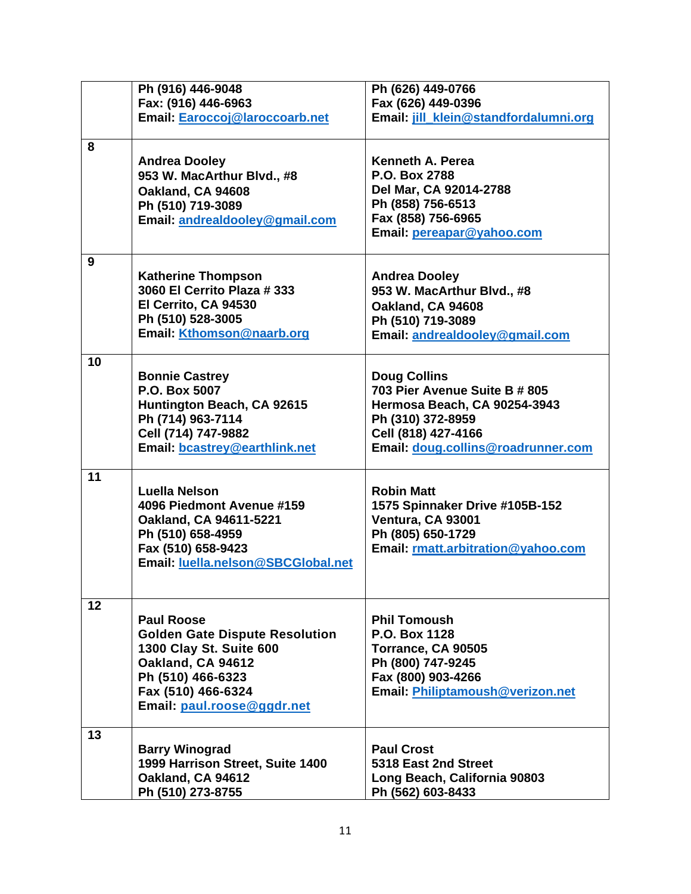| | | |
|---|---|---|
| | Ph (916) 446-9048<br>Fax: (916) 446-6963<br>Email: Earoccoj@laroccoarb.net | Ph (626) 449-0766<br>Fax (626) 449-0396<br>Email: jill_klein@standfordalumni.org |
| **8** | **Andrea Dooley**<br>953 W. MacArthur Blvd., #8<br>Oakland, CA 94608<br>Ph (510) 719-3089<br>Email: andrealdooley@gmail.com | **Kenneth A. Perea**<br>P.O. Box 2788<br>Del Mar, CA 92014-2788<br>Ph (858) 756-6513<br>Fax (858) 756-6965<br>Email: pereapar@yahoo.com |
| **9** | **Katherine Thompson**<br>3060 El Cerrito Plaza # 333<br>El Cerrito, CA 94530<br>Ph (510) 528-3005<br>Email: Kthomson@naarb.org | **Andrea Dooley**<br>953 W. MacArthur Blvd., #8<br>Oakland, CA 94608<br>Ph (510) 719-3089<br>Email: andrealdooley@gmail.com |
| **10** | **Bonnie Castrey**<br>P.O. Box 5007<br>Huntington Beach, CA 92615<br>Ph (714) 963-7114<br>Cell (714) 747-9882<br>Email: bcastrey@earthlink.net | **Doug Collins**<br>703 Pier Avenue Suite B # 805<br>Hermosa Beach, CA 90254-3943<br>Ph (310) 372-8959<br>Cell (818) 427-4166<br>Email: doug.collins@roadrunner.com |
| **11** | **Luella Nelson**<br>4096 Piedmont Avenue #159<br>Oakland, CA 94611-5221<br>Ph (510) 658-4959<br>Fax (510) 658-9423<br>Email: luella.nelson@SBCGlobal.net | **Robin Matt**<br>1575 Spinnaker Drive #105B-152<br>Ventura, CA 93001<br>Ph (805) 650-1729<br>Email: rmatt.arbitration@yahoo.com |
| **12** | **Paul Roose**<br>Golden Gate Dispute Resolution<br>1300 Clay St. Suite 600<br>Oakland, CA 94612<br>Ph (510) 466-6323<br>Fax (510) 466-6324<br>Email: paul.roose@ggdr.net | **Phil Tomoush**<br>P.O. Box 1128<br>Torrance, CA 90505<br>Ph (800) 747-9245<br>Fax (800) 903-4266<br>Email: Philiptamoush@verizon.net |
| **13** | **Barry Winograd**<br>1999 Harrison Street, Suite 1400<br>Oakland, CA 94612<br>Ph (510) 273-8755 | **Paul Crost**<br>5318 East 2nd Street<br>Long Beach, California 90803<br>Ph (562) 603-8433 |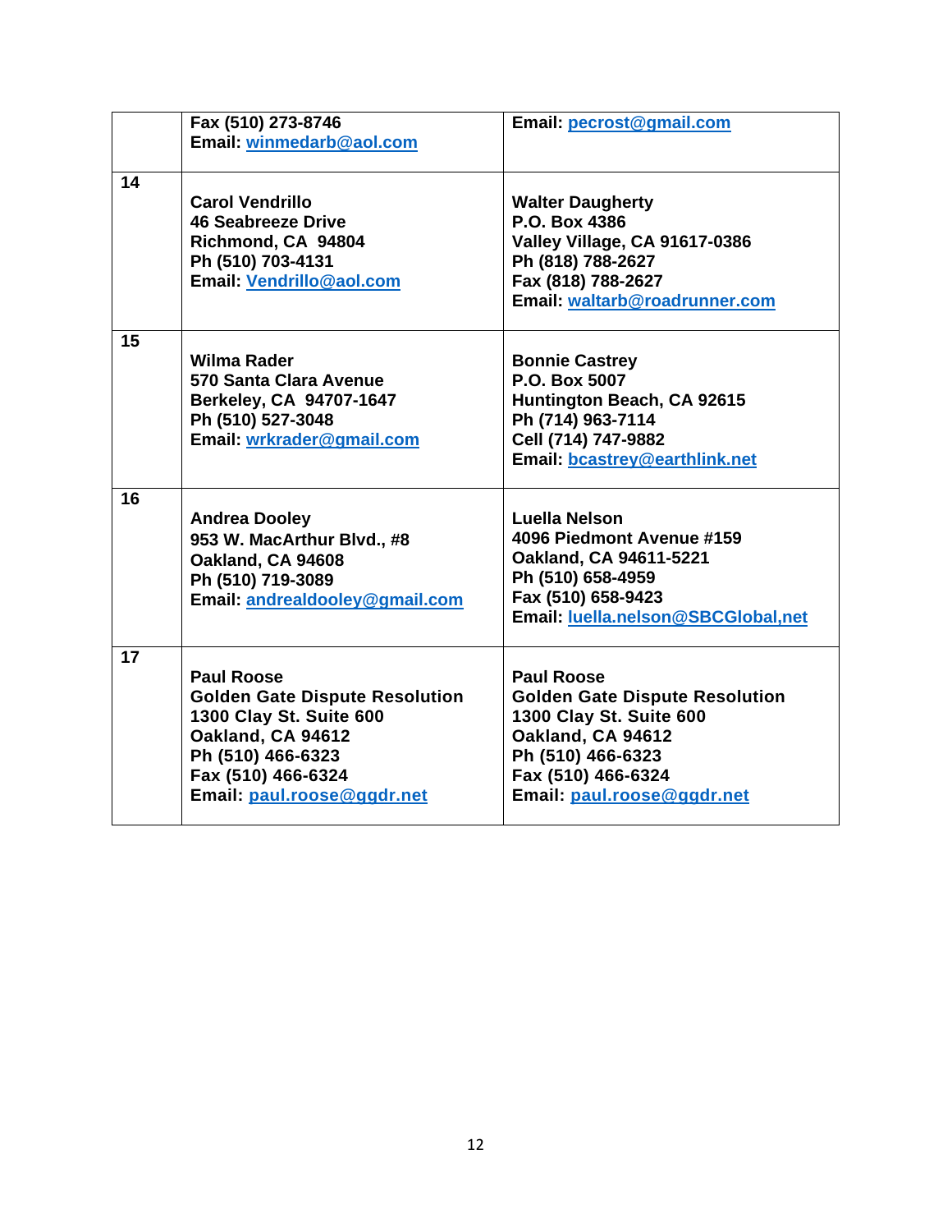| | | |
|---|---|---|
| | **Fax (510) 273-8746**<br>**Email: winmedarb@aol.com** | **Email: pecrost@gmail.com** |
| **14** | **Carol Vendrillo**<br>**46 Seabreeze Drive**<br>**Richmond, CA 94804**<br>**Ph (510) 703-4131**<br>**Email: Vendrillo@aol.com** | **Walter Daugherty**<br>**P.O. Box 4386**<br>**Valley Village, CA 91617-0386**<br>**Ph (818) 788-2627**<br>**Fax (818) 788-2627**<br>**Email: waltarb@roadrunner.com** |
| **15** | **Wilma Rader**<br>**570 Santa Clara Avenue**<br>**Berkeley, CA 94707-1647**<br>**Ph (510) 527-3048**<br>**Email: wrkrader@gmail.com** | **Bonnie Castrey**<br>**P.O. Box 5007**<br>**Huntington Beach, CA 92615**<br>**Ph (714) 963-7114**<br>**Cell (714) 747-9882**<br>**Email: bcastrey@earthlink.net** |
| **16** | **Andrea Dooley**<br>**953 W. MacArthur Blvd., #8**<br>**Oakland, CA 94608**<br>**Ph (510) 719-3089**<br>**Email: andrealdooley@gmail.com** | **Luella Nelson**<br>**4096 Piedmont Avenue #159**<br>**Oakland, CA 94611-5221**<br>**Ph (510) 658-4959**<br>**Fax (510) 658-9423**<br>**Email: luella.nelson@SBCGlobal,net** |
| **17** | **Paul Roose**<br>**Golden Gate Dispute Resolution**<br>**1300 Clay St. Suite 600**<br>**Oakland, CA 94612**<br>**Ph (510) 466-6323**<br>**Fax (510) 466-6324**<br>**Email: paul.roose@ggdr.net** | **Paul Roose**<br>**Golden Gate Dispute Resolution**<br>**1300 Clay St. Suite 600**<br>**Oakland, CA 94612**<br>**Ph (510) 466-6323**<br>**Fax (510) 466-6324**<br>**Email: paul.roose@ggdr.net** |